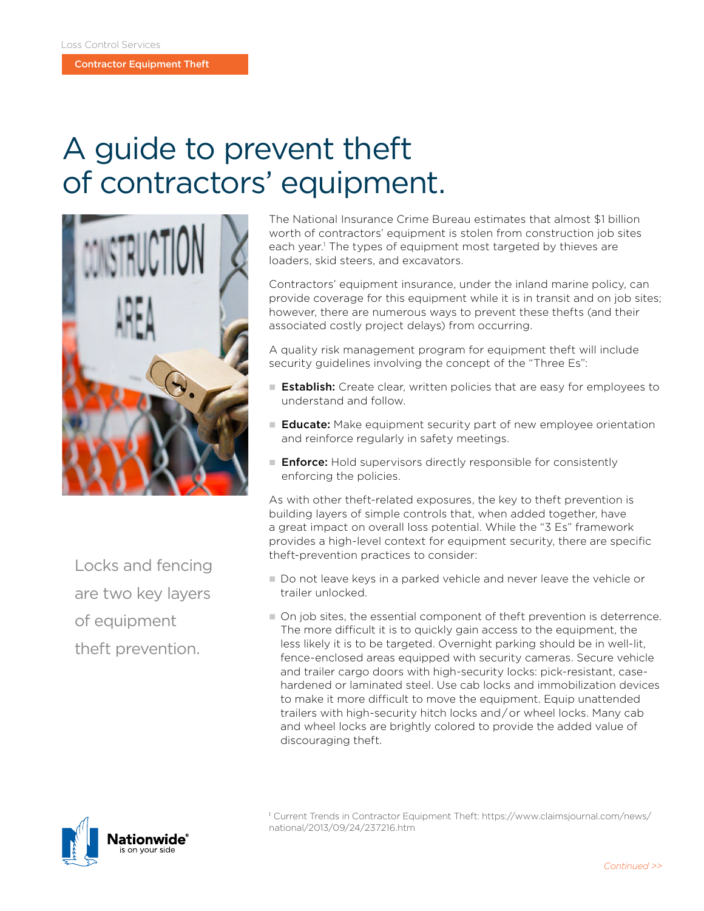Loss Control Services

Contractor Equipment Theft

# A guide to prevent theft of contractors' equipment.

Locks and fencing are two key layers of equipment theft prevention.

The National Insurance Crime Bureau estimates that almost $1 billion worth of contractors' equipment is stolen from construction job sites each year.[1] The types of equipment most targeted by thieves are loaders, skid steers, and excavators.

Contractors' equipment insurance, under the inland marine policy, can provide coverage for this equipment while it is in transit and on job sites; however, there are numerous ways to prevent these thefts (and their associated costly project delays) from occurring.

A quality risk management program for equipment theft will include security guidelines involving the concept of the "Three Es":

- **Establish:** Create clear, written policies that are easy for employees to understand and follow.
- **Educate:** Make equipment security part of new employee orientation and reinforce regularly in safety meetings.
- **Enforce:** Hold supervisors directly responsible for consistently enforcing the policies.

As with other theft-related exposures, the key to theft prevention is building layers of simple controls that, when added together, have a great impact on overall loss potential. While the "3 Es" framework provides a high-level context for equipment security, there are specific theft-prevention practices to consider:

- Do not leave keys in a parked vehicle and never leave the vehicle or trailer unlocked.
- On job sites, the essential component of theft prevention is deterrence. The more difficult it is to quickly gain access to the equipment, the less likely it is to be targeted. Overnight parking should be in well-lit, fence-enclosed areas equipped with security cameras. Secure vehicle and trailer cargo doors with high-security locks: pick-resistant, case-hardened or laminated steel. Use cab locks and immobilization devices to make it more difficult to move the equipment. Equip unattended trailers with high-security hitch locks and/or wheel locks. Many cab and wheel locks are brightly colored to provide the added value of discouraging theft.

[1] Current Trends in Contractor Equipment Theft: https://www.claimsjournal.com/news/national/2013/09/24/237216.htm

Continued >>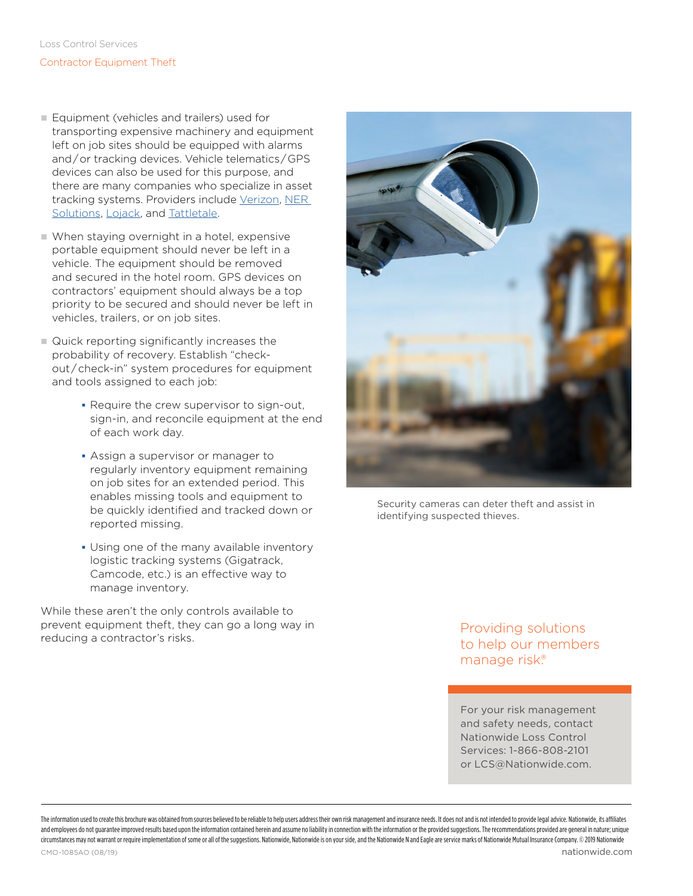- Equipment (vehicles and trailers) used for transporting expensive machinery and equipment left on job sites should be equipped with alarms and/or tracking devices. Vehicle telematics/GPS devices can also be used for this purpose, and there are many companies who specialize in asset tracking systems. Providers include Verizon, NER Solutions, Lojack, and Tattletale.
- When staying overnight in a hotel, expensive portable equipment should never be left in a vehicle. The equipment should be removed and secured in the hotel room. GPS devices on contractors' equipment should always be a top priority to be secured and should never be left in vehicles, trailers, or on job sites.
- Quick reporting significantly increases the probability of recovery. Establish "check-out/check-in" system procedures for equipment and tools assigned to each job:
  - Require the crew supervisor to sign-out, sign-in, and reconcile equipment at the end of each work day.
  - Assign a supervisor or manager to regularly inventory equipment remaining on job sites for an extended period. This enables missing tools and equipment to be quickly identified and tracked down or reported missing.
  - Using one of the many available inventory logistic tracking systems (Gigatrack, Camcode, etc.) is an effective way to manage inventory.

While these aren't the only controls available to prevent equipment theft, they can go a long way in reducing a contractor's risks.

Security cameras can deter theft and assist in identifying suspected thieves.

Providing solutions to help our members manage risk.®

For your risk management and safety needs, contact Nationwide Loss Control Services: 1-866-808-2101 or LCS@Nationwide.com.

The information used to create this brochure was obtained from sources believed to be reliable to help users address their own risk management and insurance needs. It does not and is not intended to provide legal advice. Nationwide, its affiliates and employees do not guarantee improved results based upon the information contained herein and assume no liability in connection with the information or the provided suggestions. The recommendations provided are general in nature; unique circumstances may not warrant or require implementation of some or all of the suggestions. Nationwide, Nationwide is on your side, and the Nationwide N and Eagle are service marks of Nationwide Mutual Insurance Company. © 2019 Nationwide

CMO-1085AO (08/19)

nationwide.com